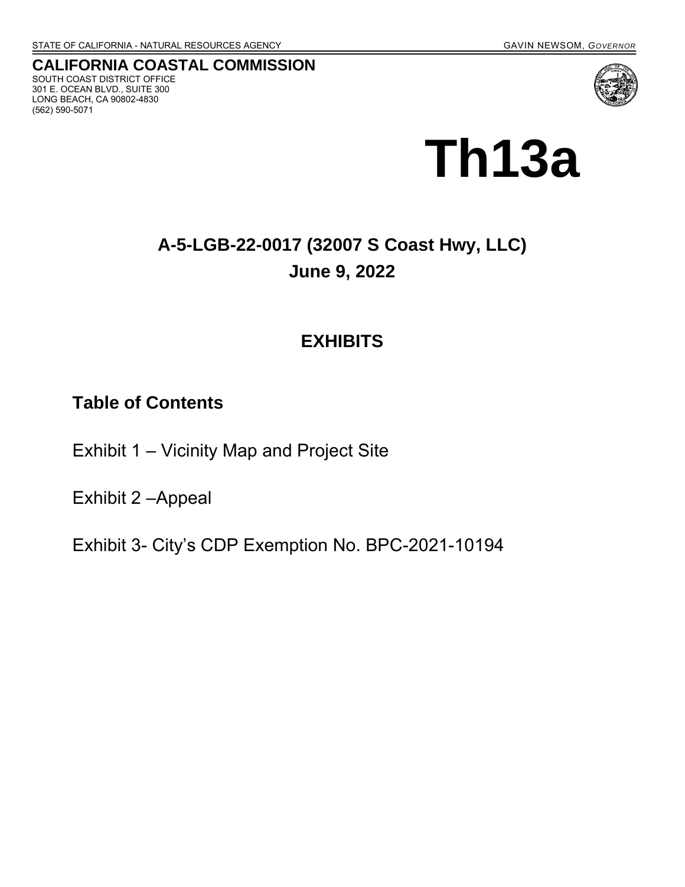STATE OF CALIFORNIA - NATURAL RESOURCES AGENCY GAVIN NEWSOM, *GOVERNOR*

**CALIFORNIA COASTAL COMMISSION**
SOUTH COAST DISTRICT OFFICE
301 E. OCEAN BLVD., SUITE 300
LONG BEACH, CA 90802-4830
(562) 590-5071

# Th13a

## A-5-LGB-22-0017 (32007 S Coast Hwy, LLC)
## June 9, 2022

## EXHIBITS

### Table of Contents

Exhibit 1 – Vicinity Map and Project Site

Exhibit 2 –Appeal

Exhibit 3- City's CDP Exemption No. BPC-2021-10194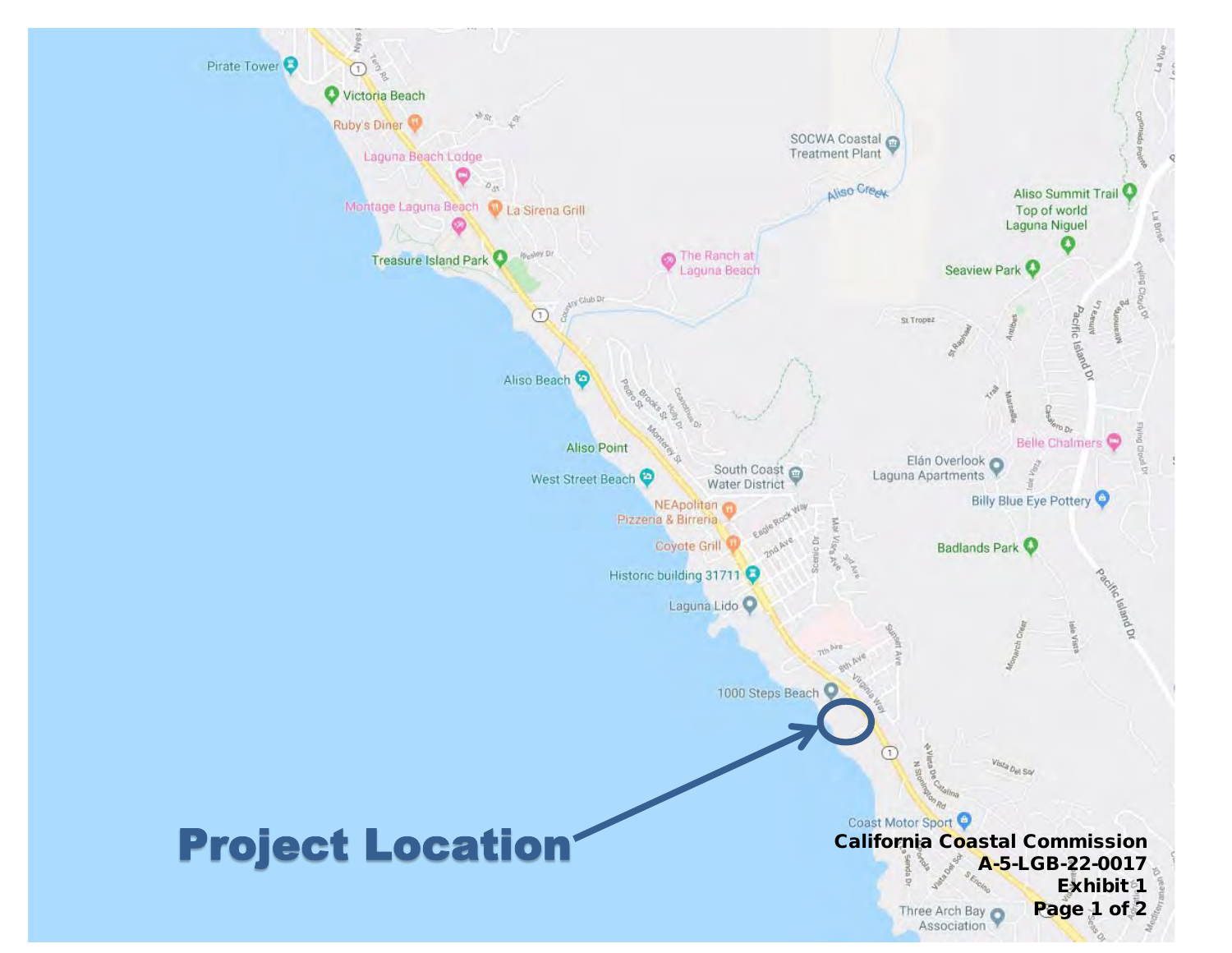**Project Location**

**California Coastal Commission**
**A-5-LGB-22-0017**
**Exhibit 1**
**Page 1 of 2**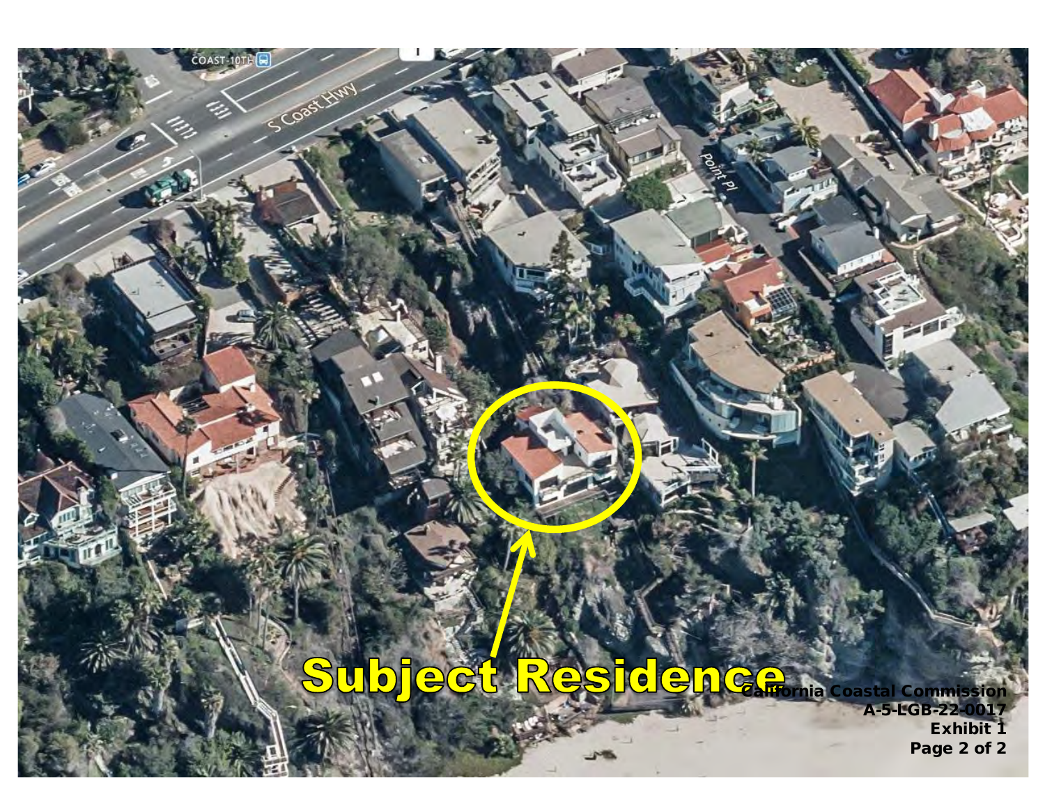Subject Residence

California Coastal Commission
A-5-LGB-22-0017
Exhibit 1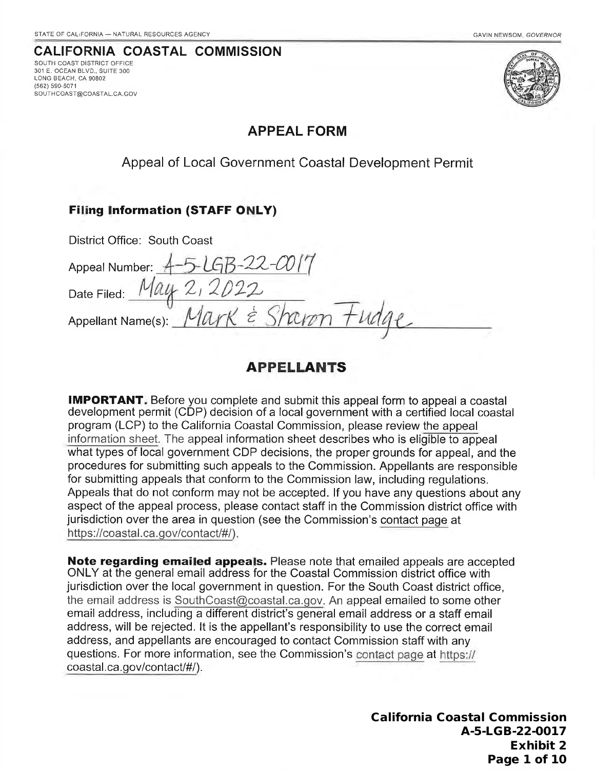STATE OF CALIFORNIA — NATURAL RESOURCES AGENCY

GAVIN NEWSOM, *GOVERNOR*

# CALIFORNIA COASTAL COMMISSION

SOUTH COAST DISTRICT OFFICE
301 E. OCEAN BLVD., SUITE 300
LONG BEACH, CA 90802
(562) 590-5071
SOUTHCOAST@COASTAL.CA.GOV

## APPEAL FORM

Appeal of Local Government Coastal Development Permit

### Filing Information (STAFF ONLY)

District Office: South Coast

Appeal Number: A-5-LGB-22-0017

Date Filed: May 2, 2022

Appellant Name(s): Mark & Sharon Fudge

## APPELLANTS

**IMPORTANT.** Before you complete and submit this appeal form to appeal a coastal development permit (CDP) decision of a local government with a certified local coastal program (LCP) to the California Coastal Commission, please review the appeal information sheet. The appeal information sheet describes who is eligible to appeal what types of local government CDP decisions, the proper grounds for appeal, and the procedures for submitting such appeals to the Commission. Appellants are responsible for submitting appeals that conform to the Commission law, including regulations. Appeals that do not conform may not be accepted. If you have any questions about any aspect of the appeal process, please contact staff in the Commission district office with jurisdiction over the area in question (see the Commission's contact page at https://coastal.ca.gov/contact/#/).

**Note regarding emailed appeals.** Please note that emailed appeals are accepted ONLY at the general email address for the Coastal Commission district office with jurisdiction over the local government in question. For the South Coast district office, the email address is SouthCoast@coastal.ca.gov. An appeal emailed to some other email address, including a different district's general email address or a staff email address, will be rejected. It is the appellant's responsibility to use the correct email address, and appellants are encouraged to contact Commission staff with any questions. For more information, see the Commission's contact page at https://coastal.ca.gov/contact/#/).

**California Coastal Commission**
**A-5-LGB-22-0017**
**Exhibit 2**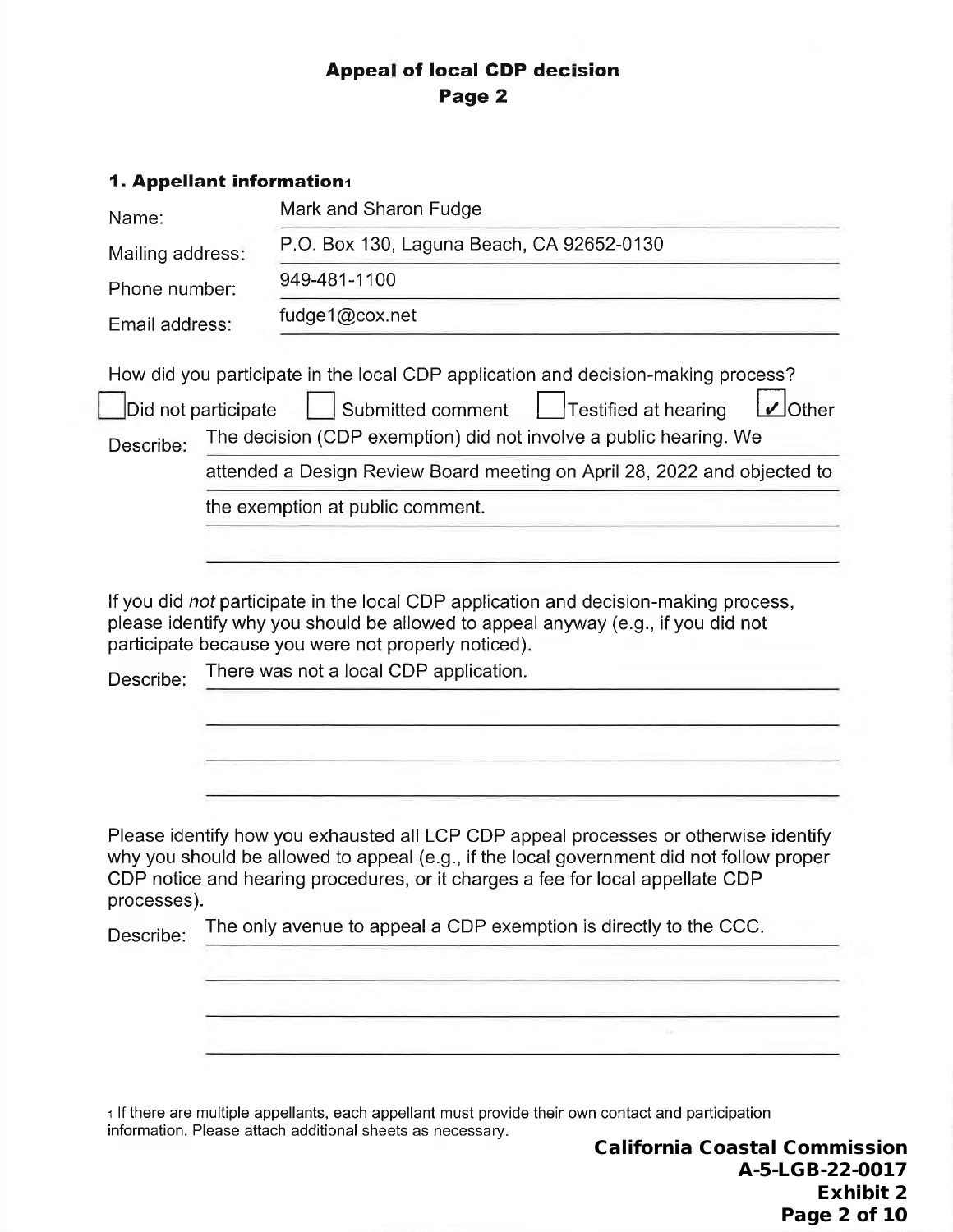## Appeal of local CDP decision
## Page 2

### 1. Appellant information[1]

Name: Mark and Sharon Fudge

Mailing address: P.O. Box 130, Laguna Beach, CA 92652-0130

Phone number: 949-481-1100

Email address: fudge1@cox.net

How did you participate in the local CDP application and decision-making process?

☐ Did not participate ☐ Submitted comment ☐ Testified at hearing ☑ Other

Describe: The decision (CDP exemption) did not involve a public hearing. We attended a Design Review Board meeting on April 28, 2022 and objected to the exemption at public comment.

If you did *not* participate in the local CDP application and decision-making process, please identify why you should be allowed to appeal anyway (e.g., if you did not participate because you were not properly noticed).

Describe: There was not a local CDP application.

Please identify how you exhausted all LCP CDP appeal processes or otherwise identify why you should be allowed to appeal (e.g., if the local government did not follow proper CDP notice and hearing procedures, or it charges a fee for local appellate CDP processes).

Describe: The only avenue to appeal a CDP exemption is directly to the CCC.

[1] If there are multiple appellants, each appellant must provide their own contact and participation information. Please attach additional sheets as necessary.

**California Coastal Commission**
**A-5-LGB-22-0017**
**Exhibit 2**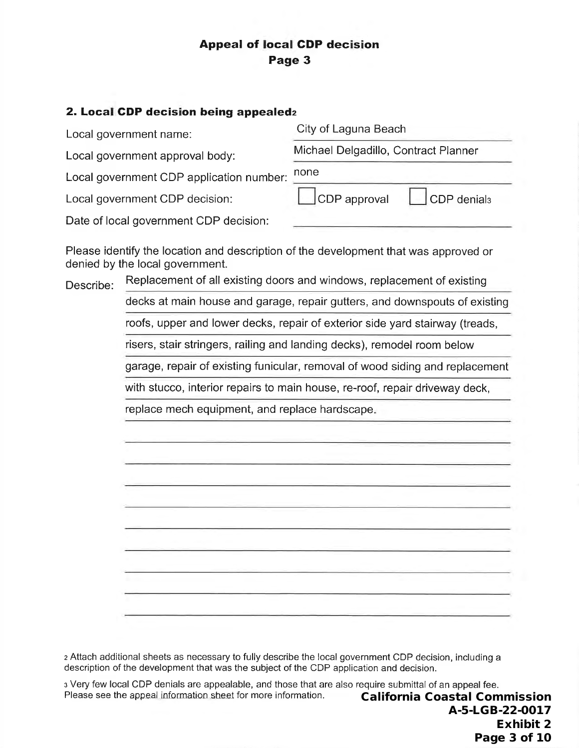# Appeal of local CDP decision
## Page 3

### 2. Local CDP decision being appealed[2]

Local government name: City of Laguna Beach

Local government approval body: Michael Delgadillo, Contract Planner

Local government CDP application number: none

Local government CDP decision: ☐ CDP approval ☐ CDP denial[3]

Date of local government CDP decision: ______________________

Please identify the location and description of the development that was approved or denied by the local government.

Describe: Replacement of all existing doors and windows, replacement of existing decks at main house and garage, repair gutters, and downspouts of existing roofs, upper and lower decks, repair of exterior side yard stairway (treads, risers, stair stringers, railing and landing decks), remodel room below garage, repair of existing funicular, removal of wood siding and replacement with stucco, interior repairs to main house, re-roof, repair driveway deck, replace mech equipment, and replace hardscape.

[2] Attach additional sheets as necessary to fully describe the local government CDP decision, including a description of the development that was the subject of the CDP application and decision.

[3] Very few local CDP denials are appealable, and those that are also require submittal of an appeal fee. Please see the appeal information sheet for more information.

**California Coastal Commission**
**A-5-LGB-22-0017**
**Exhibit 2**
**Page 3 of 10**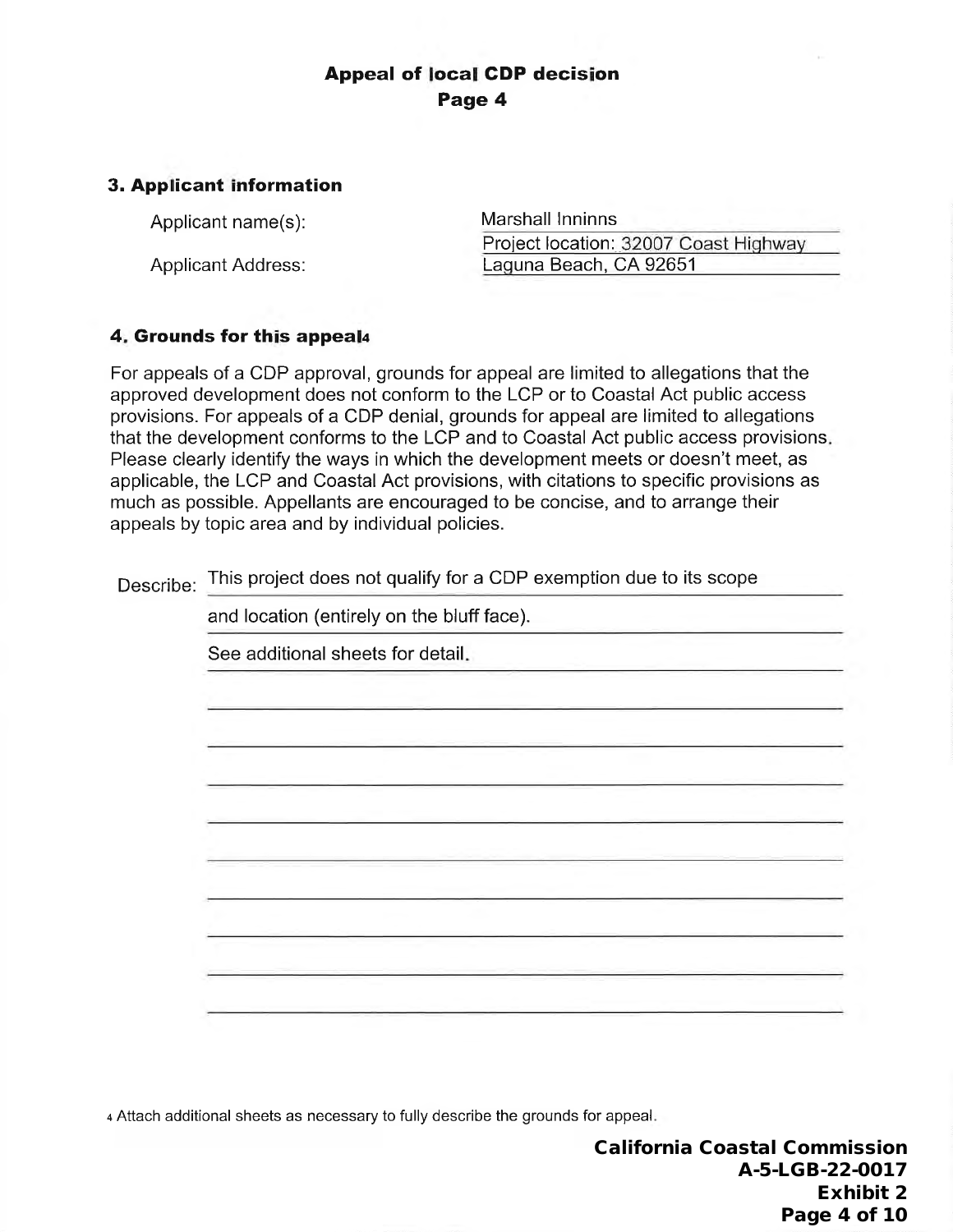## Appeal of local CDP decision

**Page 4**

### 3. Applicant information

Applicant name(s): Marshall Inninns

Applicant Address: Project location: 32007 Coast Highway Laguna Beach, CA 92651

### 4. Grounds for this appeal[4]

For appeals of a CDP approval, grounds for appeal are limited to allegations that the approved development does not conform to the LCP or to Coastal Act public access provisions. For appeals of a CDP denial, grounds for appeal are limited to allegations that the development conforms to the LCP and to Coastal Act public access provisions. Please clearly identify the ways in which the development meets or doesn't meet, as applicable, the LCP and Coastal Act provisions, with citations to specific provisions as much as possible. Appellants are encouraged to be concise, and to arrange their appeals by topic area and by individual policies.

Describe: This project does not qualify for a CDP exemption due to its scope and location (entirely on the bluff face).

See additional sheets for detail.

[4] Attach additional sheets as necessary to fully describe the grounds for appeal.

**California Coastal Commission**
**A-5-LGB-22-0017**
**Exhibit 2**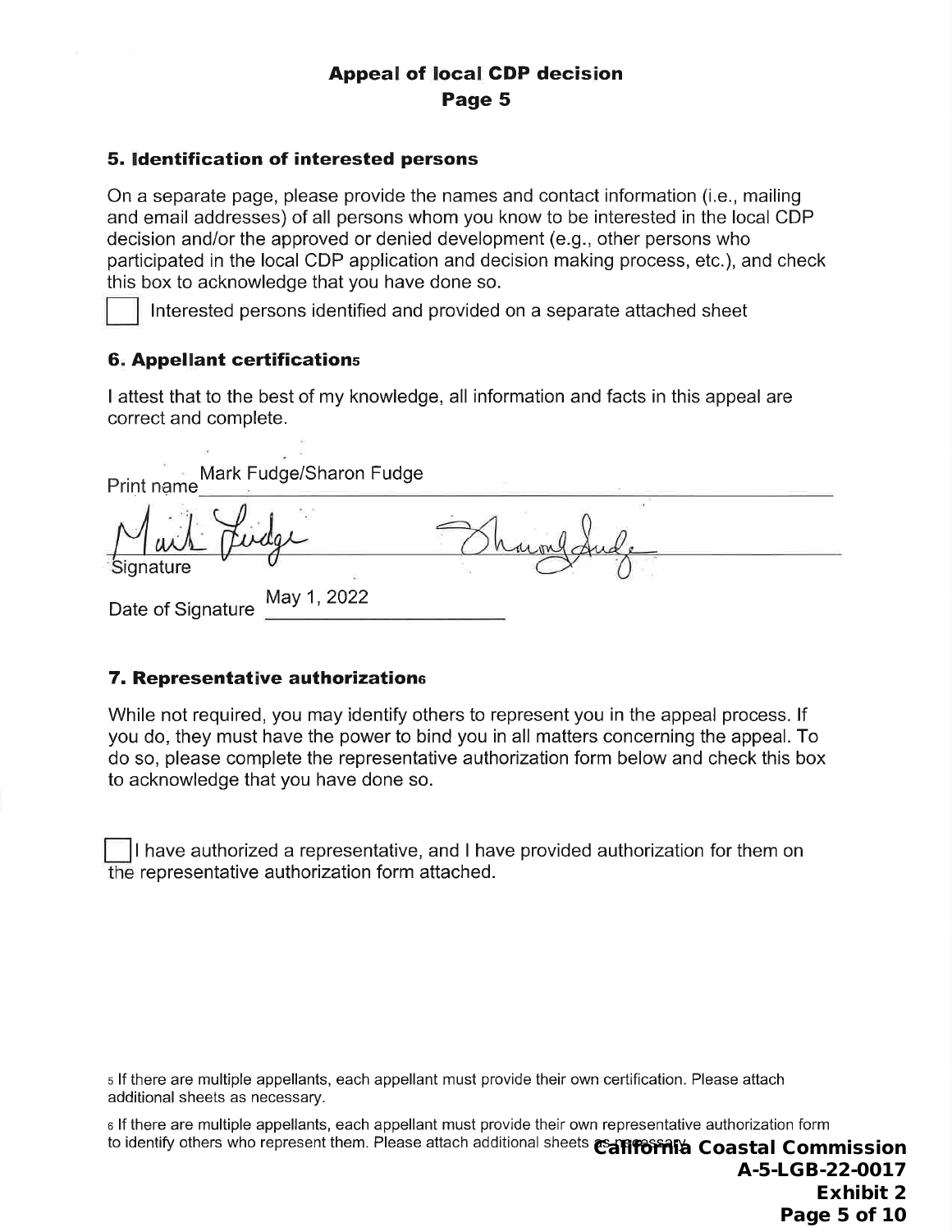## Appeal of local CDP decision

### Page 5

### 5. Identification of interested persons

On a separate page, please provide the names and contact information (i.e., mailing and email addresses) of all persons whom you know to be interested in the local CDP decision and/or the approved or denied development (e.g., other persons who participated in the local CDP application and decision making process, etc.), and check this box to acknowledge that you have done so.

☐ Interested persons identified and provided on a separate attached sheet

### 6. Appellant certifications[5]

I attest that to the best of my knowledge, all information and facts in this appeal are correct and complete.

Print name Mark Fudge/Sharon Fudge

Signature

Date of Signature May 1, 2022

### 7. Representative authorization[6]

While not required, you may identify others to represent you in the appeal process. If you do, they must have the power to bind you in all matters concerning the appeal. To do so, please complete the representative authorization form below and check this box to acknowledge that you have done so.

☐ I have authorized a representative, and I have provided authorization for them on the representative authorization form attached.

[5] If there are multiple appellants, each appellant must provide their own certification. Please attach additional sheets as necessary.

[6] If there are multiple appellants, each appellant must provide their own representative authorization form to identify others who represent them. Please attach additional sheets as necessary.

**California Coastal Commission**
**A-5-LGB-22-0017**
**Exhibit 2**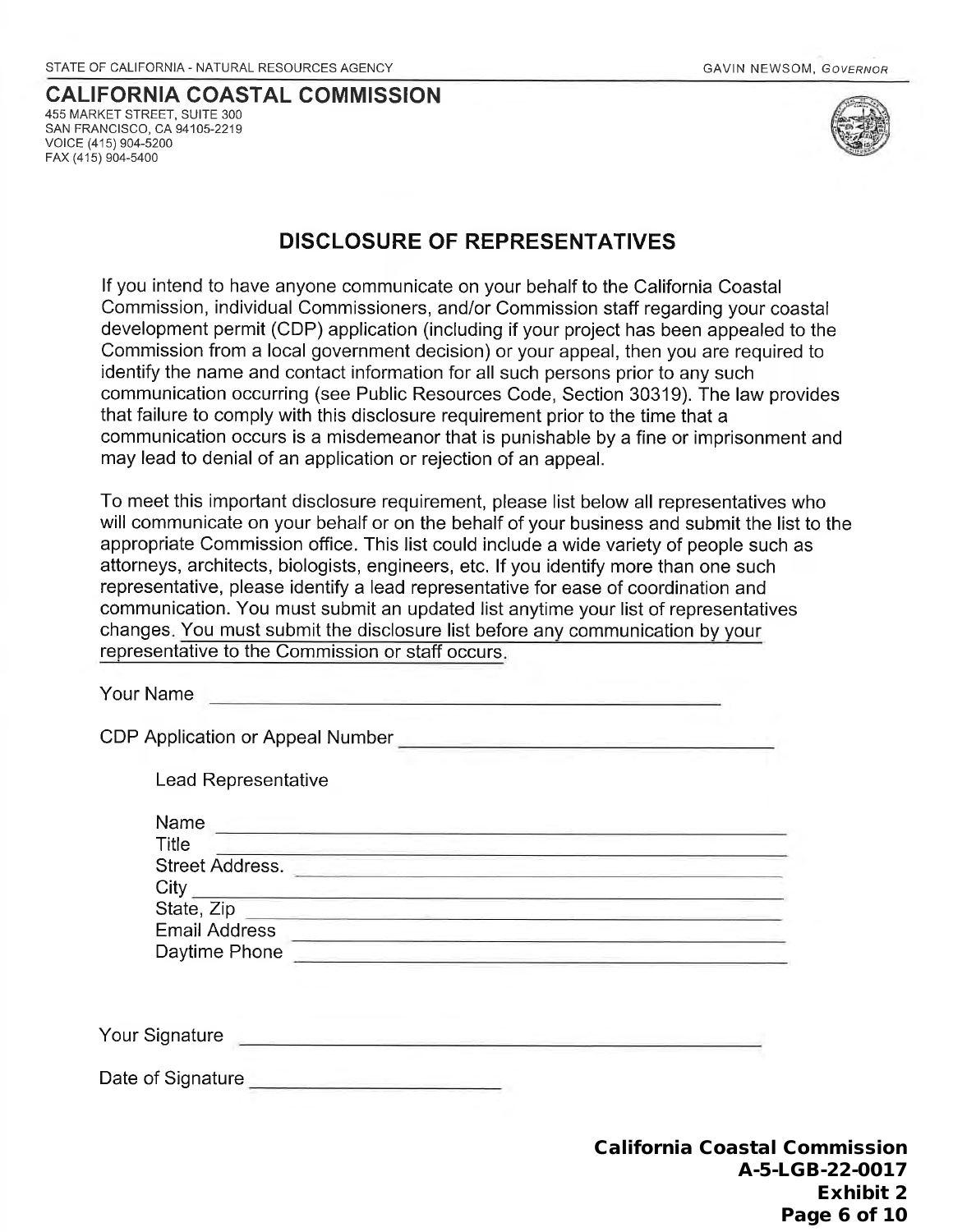STATE OF CALIFORNIA - NATURAL RESOURCES AGENCY

GAVIN NEWSOM, *GOVERNOR*

**CALIFORNIA COASTAL COMMISSION**
455 MARKET STREET, SUITE 300
SAN FRANCISCO, CA 94105-2219
VOICE (415) 904-5200
FAX (415) 904-5400

## DISCLOSURE OF REPRESENTATIVES

If you intend to have anyone communicate on your behalf to the California Coastal Commission, individual Commissioners, and/or Commission staff regarding your coastal development permit (CDP) application (including if your project has been appealed to the Commission from a local government decision) or your appeal, then you are required to identify the name and contact information for all such persons prior to any such communication occurring (see Public Resources Code, Section 30319). The law provides that failure to comply with this disclosure requirement prior to the time that a communication occurs is a misdemeanor that is punishable by a fine or imprisonment and may lead to denial of an application or rejection of an appeal.

To meet this important disclosure requirement, please list below all representatives who will communicate on your behalf or on the behalf of your business and submit the list to the appropriate Commission office. This list could include a wide variety of people such as attorneys, architects, biologists, engineers, etc. If you identify more than one such representative, please identify a lead representative for ease of coordination and communication. You must submit an updated list anytime your list of representatives changes. <u>You must submit the disclosure list before any communication by your representative to the Commission or staff occurs.</u>

Your Name ______________________________

CDP Application or Appeal Number ______________________________

Lead Representative

Name ______________________________
Title ______________________________
Street Address. ______________________________
City ______________________________
State, Zip ______________________________
Email Address ______________________________
Daytime Phone ______________________________

Your Signature ______________________________

Date of Signature ______________________________

**California Coastal Commission**
**A-5-LGB-22-0017**
**Exhibit 2**
**Page 6 of 10**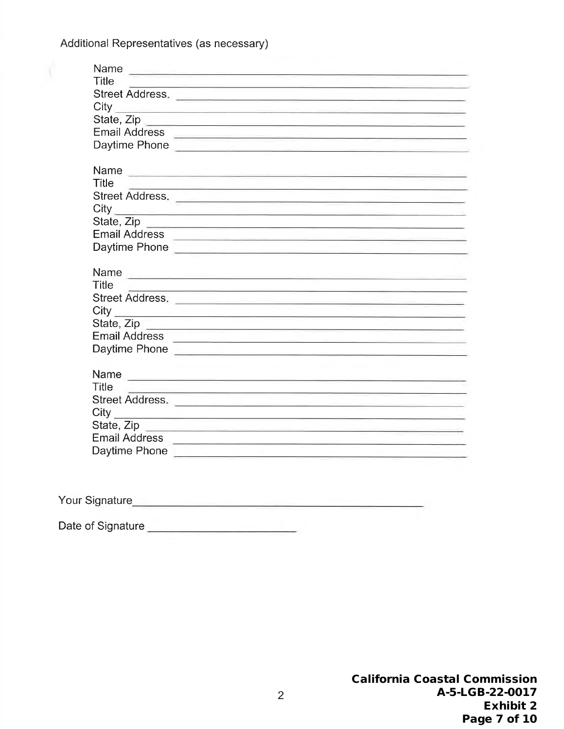Additional Representatives (as necessary)

Name \_\_\_\_\_\_\_\_\_\_\_\_\_\_\_\_\_\_\_\_\_\_\_\_\_\_\_\_\_\_\_\_\_\_\_\_\_\_\_\_\_\_\_\_
Title \_\_\_\_\_\_\_\_\_\_\_\_\_\_\_\_\_\_\_\_\_\_\_\_\_\_\_\_\_\_\_\_\_\_\_\_\_\_\_\_\_\_\_\_
Street Address. \_\_\_\_\_\_\_\_\_\_\_\_\_\_\_\_\_\_\_\_\_\_\_\_\_\_\_\_\_\_\_\_\_\_\_\_\_\_
City \_\_\_\_\_\_\_\_\_\_\_\_\_\_\_\_\_\_\_\_\_\_\_\_\_\_\_\_\_\_\_\_\_\_\_\_\_\_\_\_\_\_\_\_\_
State, Zip \_\_\_\_\_\_\_\_\_\_\_\_\_\_\_\_\_\_\_\_\_\_\_\_\_\_\_\_\_\_\_\_\_\_\_\_\_\_\_\_
Email Address \_\_\_\_\_\_\_\_\_\_\_\_\_\_\_\_\_\_\_\_\_\_\_\_\_\_\_\_\_\_\_\_\_\_\_\_\_\_
Daytime Phone \_\_\_\_\_\_\_\_\_\_\_\_\_\_\_\_\_\_\_\_\_\_\_\_\_\_\_\_\_\_\_\_\_\_\_\_\_\_

Name \_\_\_\_\_\_\_\_\_\_\_\_\_\_\_\_\_\_\_\_\_\_\_\_\_\_\_\_\_\_\_\_\_\_\_\_\_\_\_\_\_\_\_\_
Title \_\_\_\_\_\_\_\_\_\_\_\_\_\_\_\_\_\_\_\_\_\_\_\_\_\_\_\_\_\_\_\_\_\_\_\_\_\_\_\_\_\_\_\_
Street Address. \_\_\_\_\_\_\_\_\_\_\_\_\_\_\_\_\_\_\_\_\_\_\_\_\_\_\_\_\_\_\_\_\_\_\_\_\_\_
City \_\_\_\_\_\_\_\_\_\_\_\_\_\_\_\_\_\_\_\_\_\_\_\_\_\_\_\_\_\_\_\_\_\_\_\_\_\_\_\_\_\_\_\_\_
State, Zip \_\_\_\_\_\_\_\_\_\_\_\_\_\_\_\_\_\_\_\_\_\_\_\_\_\_\_\_\_\_\_\_\_\_\_\_\_\_\_\_
Email Address \_\_\_\_\_\_\_\_\_\_\_\_\_\_\_\_\_\_\_\_\_\_\_\_\_\_\_\_\_\_\_\_\_\_\_\_\_\_
Daytime Phone \_\_\_\_\_\_\_\_\_\_\_\_\_\_\_\_\_\_\_\_\_\_\_\_\_\_\_\_\_\_\_\_\_\_\_\_\_\_

Name \_\_\_\_\_\_\_\_\_\_\_\_\_\_\_\_\_\_\_\_\_\_\_\_\_\_\_\_\_\_\_\_\_\_\_\_\_\_\_\_\_\_\_\_
Title \_\_\_\_\_\_\_\_\_\_\_\_\_\_\_\_\_\_\_\_\_\_\_\_\_\_\_\_\_\_\_\_\_\_\_\_\_\_\_\_\_\_\_\_
Street Address. \_\_\_\_\_\_\_\_\_\_\_\_\_\_\_\_\_\_\_\_\_\_\_\_\_\_\_\_\_\_\_\_\_\_\_\_\_\_
City \_\_\_\_\_\_\_\_\_\_\_\_\_\_\_\_\_\_\_\_\_\_\_\_\_\_\_\_\_\_\_\_\_\_\_\_\_\_\_\_\_\_\_\_\_
State, Zip \_\_\_\_\_\_\_\_\_\_\_\_\_\_\_\_\_\_\_\_\_\_\_\_\_\_\_\_\_\_\_\_\_\_\_\_\_\_\_\_
Email Address \_\_\_\_\_\_\_\_\_\_\_\_\_\_\_\_\_\_\_\_\_\_\_\_\_\_\_\_\_\_\_\_\_\_\_\_\_\_
Daytime Phone \_\_\_\_\_\_\_\_\_\_\_\_\_\_\_\_\_\_\_\_\_\_\_\_\_\_\_\_\_\_\_\_\_\_\_\_\_\_

Name \_\_\_\_\_\_\_\_\_\_\_\_\_\_\_\_\_\_\_\_\_\_\_\_\_\_\_\_\_\_\_\_\_\_\_\_\_\_\_\_\_\_\_\_
Title \_\_\_\_\_\_\_\_\_\_\_\_\_\_\_\_\_\_\_\_\_\_\_\_\_\_\_\_\_\_\_\_\_\_\_\_\_\_\_\_\_\_\_\_
Street Address. \_\_\_\_\_\_\_\_\_\_\_\_\_\_\_\_\_\_\_\_\_\_\_\_\_\_\_\_\_\_\_\_\_\_\_\_\_\_
City \_\_\_\_\_\_\_\_\_\_\_\_\_\_\_\_\_\_\_\_\_\_\_\_\_\_\_\_\_\_\_\_\_\_\_\_\_\_\_\_\_\_\_\_\_
State, Zip \_\_\_\_\_\_\_\_\_\_\_\_\_\_\_\_\_\_\_\_\_\_\_\_\_\_\_\_\_\_\_\_\_\_\_\_\_\_\_\_
Email Address \_\_\_\_\_\_\_\_\_\_\_\_\_\_\_\_\_\_\_\_\_\_\_\_\_\_\_\_\_\_\_\_\_\_\_\_\_\_
Daytime Phone \_\_\_\_\_\_\_\_\_\_\_\_\_\_\_\_\_\_\_\_\_\_\_\_\_\_\_\_\_\_\_\_\_\_\_\_\_\_

Your Signature \_\_\_\_\_\_\_\_\_\_\_\_\_\_\_\_\_\_\_\_\_\_\_\_\_\_\_\_\_\_\_\_\_\_\_\_\_\_\_\_

Date of Signature \_\_\_\_\_\_\_\_\_\_\_\_\_\_\_\_\_\_\_\_

**California Coastal Commission**
**A-5-LGB-22-0017**
**Exhibit 2**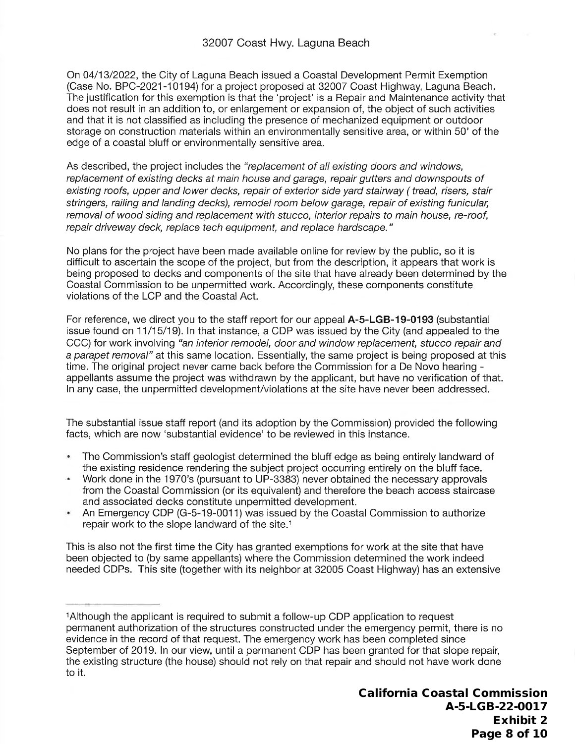32007 Coast Hwy. Laguna Beach

On 04/13/2022, the City of Laguna Beach issued a Coastal Development Permit Exemption (Case No. BPC-2021-10194) for a project proposed at 32007 Coast Highway, Laguna Beach. The justification for this exemption is that the 'project' is a Repair and Maintenance activity that does not result in an addition to, or enlargement or expansion of, the object of such activities and that it is not classified as including the presence of mechanized equipment or outdoor storage on construction materials within an environmentally sensitive area, or within 50' of the edge of a coastal bluff or environmentally sensitive area.

As described, the project includes the *"replacement of all existing doors and windows, replacement of existing decks at main house and garage, repair gutters and downspouts of existing roofs, upper and lower decks, repair of exterior side yard stairway ( tread, risers, stair stringers, railing and landing decks), remodel room below garage, repair of existing funicular, removal of wood siding and replacement with stucco, interior repairs to main house, re-roof, repair driveway deck, replace tech equipment, and replace hardscape."*

No plans for the project have been made available online for review by the public, so it is difficult to ascertain the scope of the project, but from the description, it appears that work is being proposed to decks and components of the site that have already been determined by the Coastal Commission to be unpermitted work. Accordingly, these components constitute violations of the LCP and the Coastal Act.

For reference, we direct you to the staff report for our appeal **A-5-LGB-19-0193** (substantial issue found on 11/15/19). In that instance, a CDP was issued by the City (and appealed to the CCC) for work involving *"an interior remodel, door and window replacement, stucco repair and a parapet removal"* at this same location. Essentially, the same project is being proposed at this time. The original project never came back before the Commission for a De Novo hearing - appellants assume the project was withdrawn by the applicant, but have no verification of that. In any case, the unpermitted development/violations at the site have never been addressed.

The substantial issue staff report (and its adoption by the Commission) provided the following facts, which are now 'substantial evidence' to be reviewed in this instance.

- The Commission's staff geologist determined the bluff edge as being entirely landward of the existing residence rendering the subject project occurring entirely on the bluff face.
- Work done in the 1970's (pursuant to UP-3383) never obtained the necessary approvals from the Coastal Commission (or its equivalent) and therefore the beach access staircase and associated decks constitute unpermitted development.
- An Emergency CDP (G-5-19-0011) was issued by the Coastal Commission to authorize repair work to the slope landward of the site.[1]

This is also not the first time the City has granted exemptions for work at the site that have been objected to (by same appellants) where the Commission determined the work indeed needed CDPs. This site (together with its neighbor at 32005 Coast Highway) has an extensive

[1]Although the applicant is required to submit a follow-up CDP application to request permanent authorization of the structures constructed under the emergency permit, there is no evidence in the record of that request. The emergency work has been completed since September of 2019. In our view, until a permanent CDP has been granted for that slope repair, the existing structure (the house) should not rely on that repair and should not have work done to it.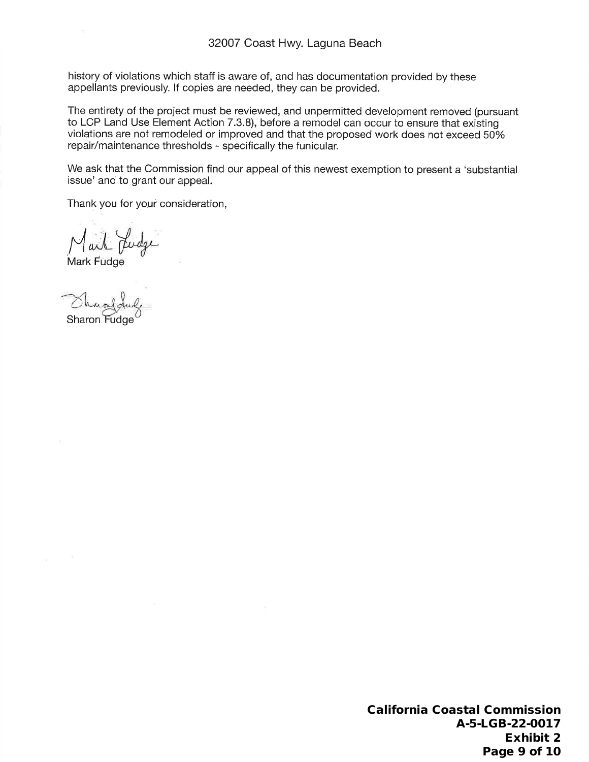history of violations which staff is aware of, and has documentation provided by these appellants previously. If copies are needed, they can be provided.

The entirety of the project must be reviewed, and unpermitted development removed (pursuant to LCP Land Use Element Action 7.3.8), before a remodel can occur to ensure that existing violations are not remodeled or improved and that the proposed work does not exceed 50% repair/maintenance thresholds - specifically the funicular.

We ask that the Commission find our appeal of this newest exemption to present a 'substantial issue' and to grant our appeal.

Thank you for your consideration,

Mark Fudge

Sharon Fudge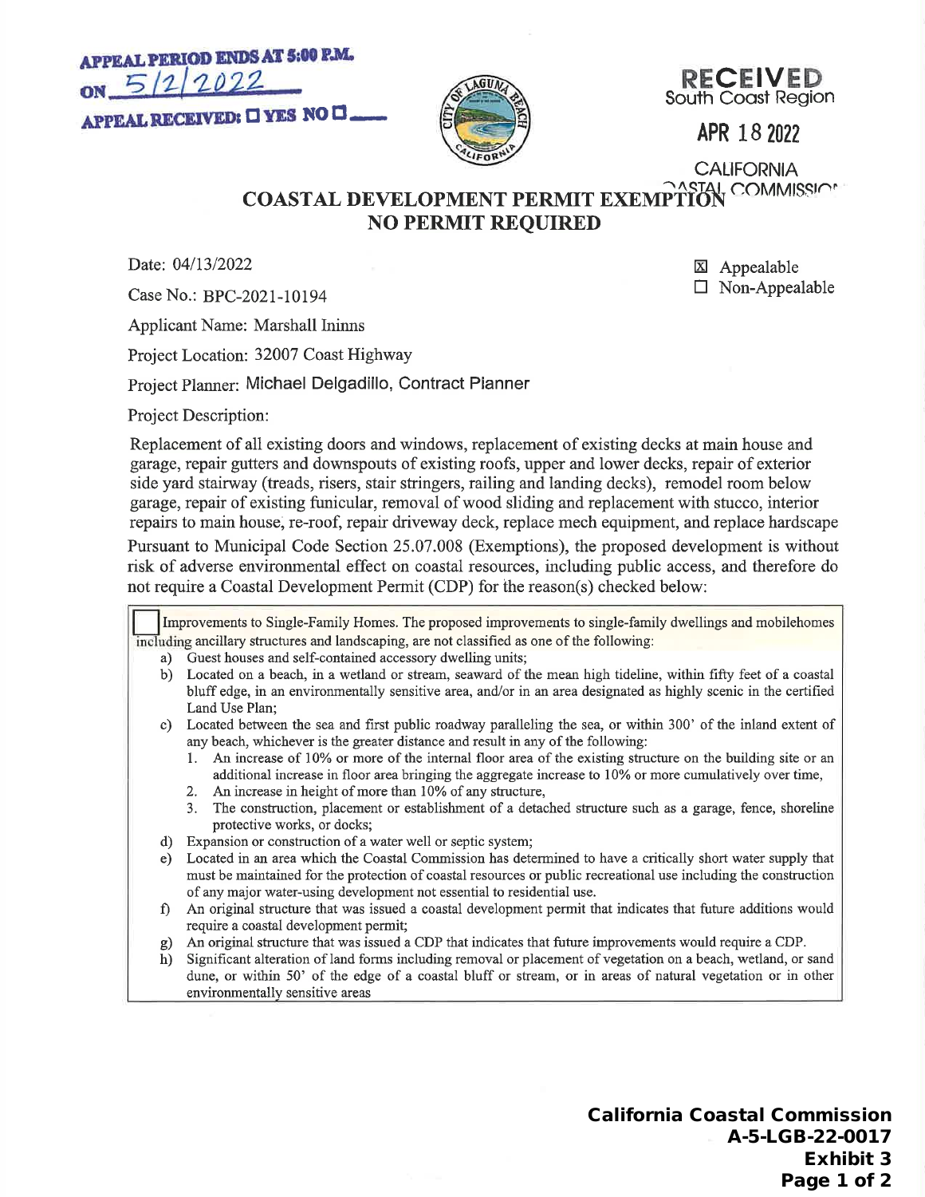APPEAL PERIOD ENDS AT 5:00 P.M.
ON 5/2/2022
APPEAL RECEIVED: ☐ YES NO ☐

RECEIVED
South Coast Region
APR 18 2022
CALIFORNIA COASTAL COMMISSION

# COASTAL DEVELOPMENT PERMIT EXEMPTION
# NO PERMIT REQUIRED

Date: 04/13/2022

☒ Appealable
☐ Non-Appealable

Case No.: BPC-2021-10194

Applicant Name: Marshall Ininns

Project Location: 32007 Coast Highway

Project Planner: Michael Delgadillo, Contract Planner

Project Description:

Replacement of all existing doors and windows, replacement of existing decks at main house and garage, repair gutters and downspouts of existing roofs, upper and lower decks, repair of exterior side yard stairway (treads, risers, stair stringers, railing and landing decks), remodel room below garage, repair of existing funicular, removal of wood sliding and replacement with stucco, interior repairs to main house, re-roof, repair driveway deck, replace mech equipment, and replace hardscape

Pursuant to Municipal Code Section 25.07.008 (Exemptions), the proposed development is without risk of adverse environmental effect on coastal resources, including public access, and therefore do not require a Coastal Development Permit (CDP) for the reason(s) checked below:

☐ Improvements to Single-Family Homes. The proposed improvements to single-family dwellings and mobilehomes including ancillary structures and landscaping, are not classified as one of the following:

a) Guest houses and self-contained accessory dwelling units;
b) Located on a beach, in a wetland or stream, seaward of the mean high tideline, within fifty feet of a coastal bluff edge, in an environmentally sensitive area, and/or in an area designated as highly scenic in the certified Land Use Plan;
c) Located between the sea and first public roadway paralleling the sea, or within 300' of the inland extent of any beach, whichever is the greater distance and result in any of the following:
   1. An increase of 10% or more of the internal floor area of the existing structure on the building site or an additional increase in floor area bringing the aggregate increase to 10% or more cumulatively over time,
   2. An increase in height of more than 10% of any structure,
   3. The construction, placement or establishment of a detached structure such as a garage, fence, shoreline protective works, or docks;
d) Expansion or construction of a water well or septic system;
e) Located in an area which the Coastal Commission has determined to have a critically short water supply that must be maintained for the protection of coastal resources or public recreational use including the construction of any major water-using development not essential to residential use.
f) An original structure that was issued a coastal development permit that indicates that future additions would require a coastal development permit;
g) An original structure that was issued a CDP that indicates that future improvements would require a CDP.
h) Significant alteration of land forms including removal or placement of vegetation on a beach, wetland, or sand dune, or within 50' of the edge of a coastal bluff or stream, or in areas of natural vegetation or in other environmentally sensitive areas

**California Coastal Commission**
**A-5-LGB-22-0017**
**Exhibit 3**
**Page 1 of 2**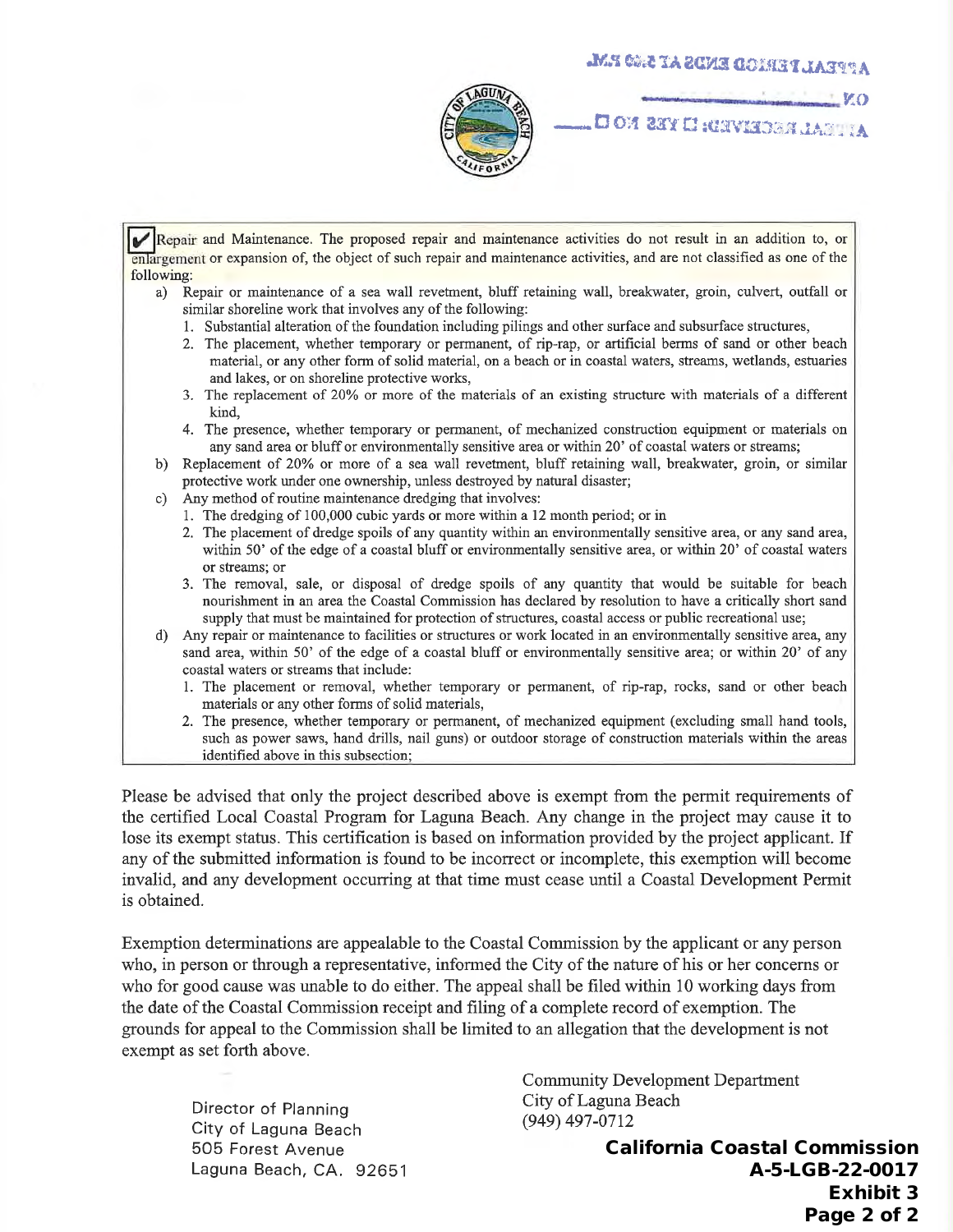☑ Repair and Maintenance. The proposed repair and maintenance activities do not result in an addition to, or enlargement or expansion of, the object of such repair and maintenance activities, and are not classified as one of the following:

a) Repair or maintenance of a sea wall revetment, bluff retaining wall, breakwater, groin, culvert, outfall or similar shoreline work that involves any of the following:
   1. Substantial alteration of the foundation including pilings and other surface and subsurface structures,
   2. The placement, whether temporary or permanent, of rip-rap, or artificial berms of sand or other beach material, or any other form of solid material, on a beach or in coastal waters, streams, wetlands, estuaries and lakes, or on shoreline protective works,
   3. The replacement of 20% or more of the materials of an existing structure with materials of a different kind,
   4. The presence, whether temporary or permanent, of mechanized construction equipment or materials on any sand area or bluff or environmentally sensitive area or within 20' of coastal waters or streams;

b) Replacement of 20% or more of a sea wall revetment, bluff retaining wall, breakwater, groin, or similar protective work under one ownership, unless destroyed by natural disaster;

c) Any method of routine maintenance dredging that involves:
   1. The dredging of 100,000 cubic yards or more within a 12 month period; or in
   2. The placement of dredge spoils of any quantity within an environmentally sensitive area, or any sand area, within 50' of the edge of a coastal bluff or environmentally sensitive area, or within 20' of coastal waters or streams; or
   3. The removal, sale, or disposal of dredge spoils of any quantity that would be suitable for beach nourishment in an area the Coastal Commission has declared by resolution to have a critically short sand supply that must be maintained for protection of structures, coastal access or public recreational use;

d) Any repair or maintenance to facilities or structures or work located in an environmentally sensitive area, any sand area, within 50' of the edge of a coastal bluff or environmentally sensitive area; or within 20' of any coastal waters or streams that include:
   1. The placement or removal, whether temporary or permanent, of rip-rap, rocks, sand or other beach materials or any other forms of solid materials,
   2. The presence, whether temporary or permanent, of mechanized equipment (excluding small hand tools, such as power saws, hand drills, nail guns) or outdoor storage of construction materials within the areas identified above in this subsection;

Please be advised that only the project described above is exempt from the permit requirements of the certified Local Coastal Program for Laguna Beach. Any change in the project may cause it to lose its exempt status. This certification is based on information provided by the project applicant. If any of the submitted information is found to be incorrect or incomplete, this exemption will become invalid, and any development occurring at that time must cease until a Coastal Development Permit is obtained.

Exemption determinations are appealable to the Coastal Commission by the applicant or any person who, in person or through a representative, informed the City of the nature of his or her concerns or who for good cause was unable to do either. The appeal shall be filed within 10 working days from the date of the Coastal Commission receipt and filing of a complete record of exemption. The grounds for appeal to the Commission shall be limited to an allegation that the development is not exempt as set forth above.

Community Development Department
City of Laguna Beach
(949) 497-0712

Director of Planning
City of Laguna Beach
505 Forest Avenue
Laguna Beach, CA. 92651

**California Coastal Commission**
**A-5-LGB-22-0017**
**Exhibit 3**
**Page 2 of 2**